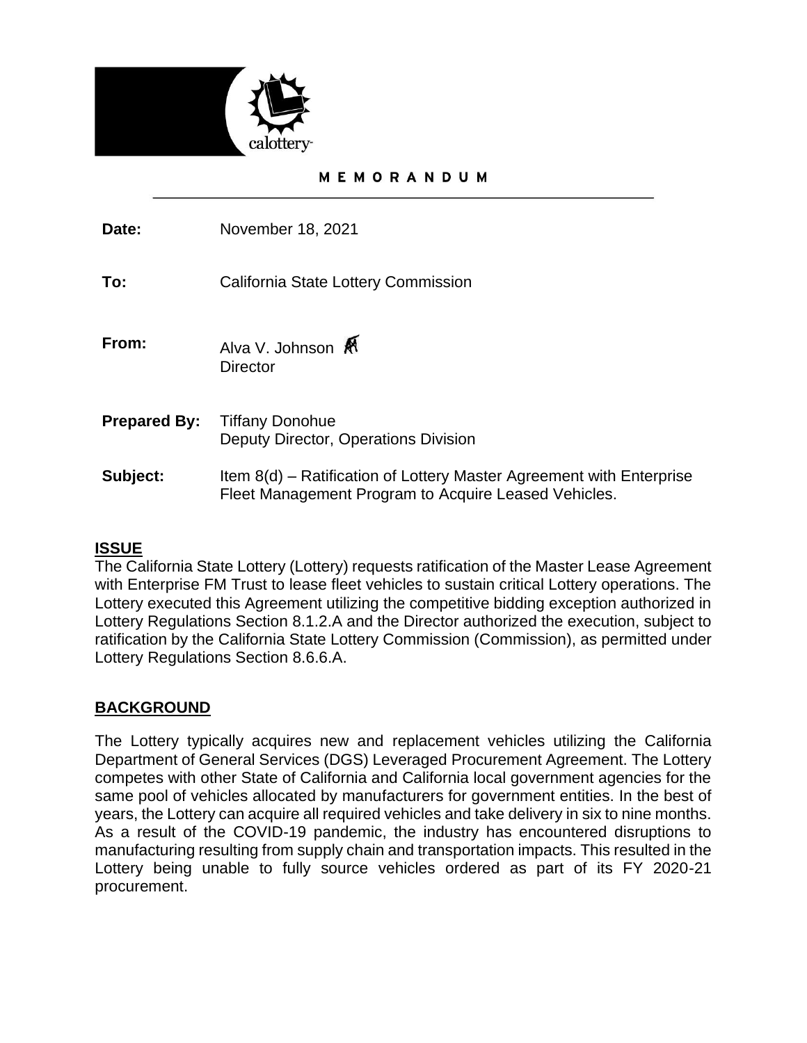calottery

**MEMORANDUM**

| | |
|---|---|
| **Date:** | November 18, 2021 |
| **To:** | California State Lottery Commission |
| **From:** | Alva V. Johnson<br>Director |
| **Prepared By:** | Tiffany Donohue<br>Deputy Director, Operations Division |
| **Subject:** | Item 8(d) – Ratification of Lottery Master Agreement with Enterprise Fleet Management Program to Acquire Leased Vehicles. |

## ISSUE

The California State Lottery (Lottery) requests ratification of the Master Lease Agreement with Enterprise FM Trust to lease fleet vehicles to sustain critical Lottery operations. The Lottery executed this Agreement utilizing the competitive bidding exception authorized in Lottery Regulations Section 8.1.2.A and the Director authorized the execution, subject to ratification by the California State Lottery Commission (Commission), as permitted under Lottery Regulations Section 8.6.6.A.

## BACKGROUND

The Lottery typically acquires new and replacement vehicles utilizing the California Department of General Services (DGS) Leveraged Procurement Agreement. The Lottery competes with other State of California and California local government agencies for the same pool of vehicles allocated by manufacturers for government entities. In the best of years, the Lottery can acquire all required vehicles and take delivery in six to nine months. As a result of the COVID-19 pandemic, the industry has encountered disruptions to manufacturing resulting from supply chain and transportation impacts. This resulted in the Lottery being unable to fully source vehicles ordered as part of its FY 2020-21 procurement.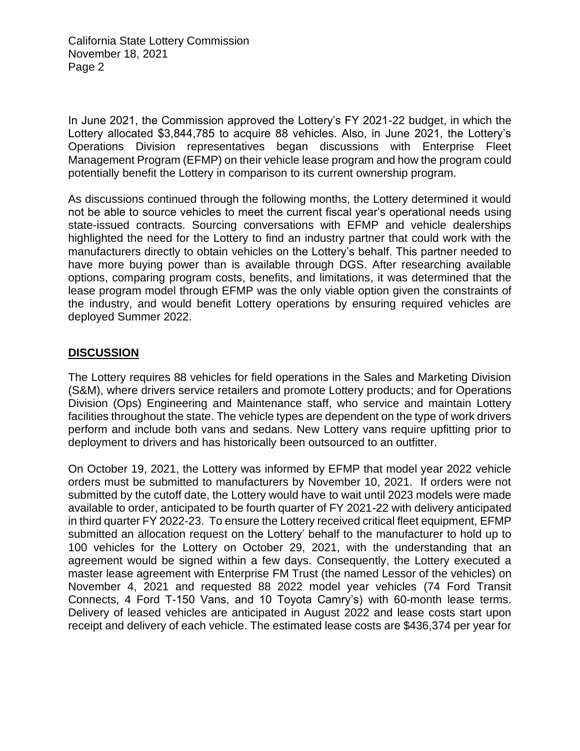In June 2021, the Commission approved the Lottery's FY 2021-22 budget, in which the Lottery allocated $3,844,785 to acquire 88 vehicles. Also, in June 2021, the Lottery's Operations Division representatives began discussions with Enterprise Fleet Management Program (EFMP) on their vehicle lease program and how the program could potentially benefit the Lottery in comparison to its current ownership program.

As discussions continued through the following months, the Lottery determined it would not be able to source vehicles to meet the current fiscal year's operational needs using state-issued contracts. Sourcing conversations with EFMP and vehicle dealerships highlighted the need for the Lottery to find an industry partner that could work with the manufacturers directly to obtain vehicles on the Lottery's behalf. This partner needed to have more buying power than is available through DGS. After researching available options, comparing program costs, benefits, and limitations, it was determined that the lease program model through EFMP was the only viable option given the constraints of the industry, and would benefit Lottery operations by ensuring required vehicles are deployed Summer 2022.

## DISCUSSION

The Lottery requires 88 vehicles for field operations in the Sales and Marketing Division (S&M), where drivers service retailers and promote Lottery products; and for Operations Division (Ops) Engineering and Maintenance staff, who service and maintain Lottery facilities throughout the state. The vehicle types are dependent on the type of work drivers perform and include both vans and sedans. New Lottery vans require upfitting prior to deployment to drivers and has historically been outsourced to an outfitter.

On October 19, 2021, the Lottery was informed by EFMP that model year 2022 vehicle orders must be submitted to manufacturers by November 10, 2021. If orders were not submitted by the cutoff date, the Lottery would have to wait until 2023 models were made available to order, anticipated to be fourth quarter of FY 2021-22 with delivery anticipated in third quarter FY 2022-23. To ensure the Lottery received critical fleet equipment, EFMP submitted an allocation request on the Lottery' behalf to the manufacturer to hold up to 100 vehicles for the Lottery on October 29, 2021, with the understanding that an agreement would be signed within a few days. Consequently, the Lottery executed a master lease agreement with Enterprise FM Trust (the named Lessor of the vehicles) on November 4, 2021 and requested 88 2022 model year vehicles (74 Ford Transit Connects, 4 Ford T-150 Vans, and 10 Toyota Camry's) with 60-month lease terms. Delivery of leased vehicles are anticipated in August 2022 and lease costs start upon receipt and delivery of each vehicle. The estimated lease costs are $436,374 per year for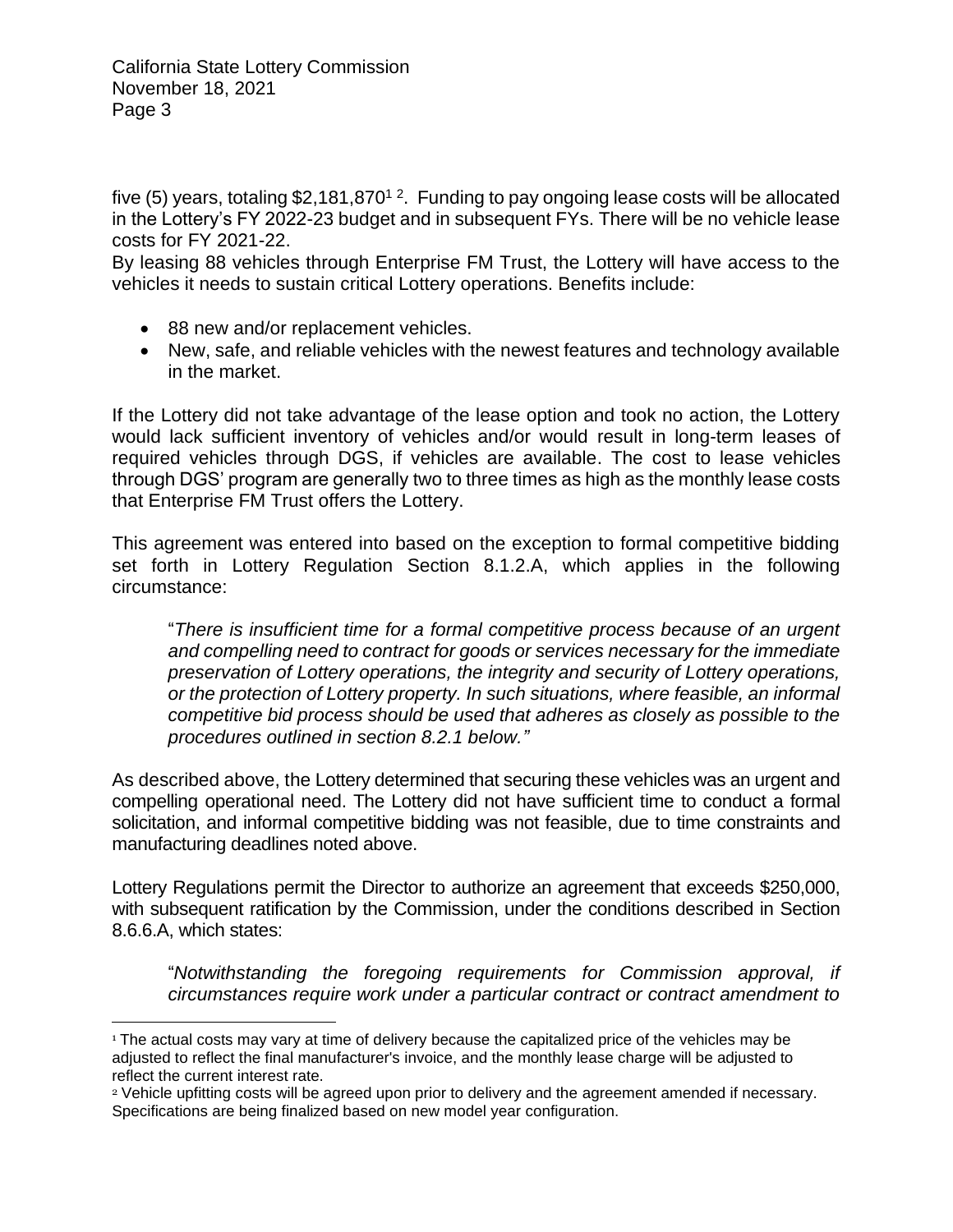five (5) years, totaling $2,181,870[1] [2]. Funding to pay ongoing lease costs will be allocated in the Lottery's FY 2022-23 budget and in subsequent FYs. There will be no vehicle lease costs for FY 2021-22.

By leasing 88 vehicles through Enterprise FM Trust, the Lottery will have access to the vehicles it needs to sustain critical Lottery operations. Benefits include:

- 88 new and/or replacement vehicles.
- New, safe, and reliable vehicles with the newest features and technology available in the market.

If the Lottery did not take advantage of the lease option and took no action, the Lottery would lack sufficient inventory of vehicles and/or would result in long-term leases of required vehicles through DGS, if vehicles are available. The cost to lease vehicles through DGS' program are generally two to three times as high as the monthly lease costs that Enterprise FM Trust offers the Lottery.

This agreement was entered into based on the exception to formal competitive bidding set forth in Lottery Regulation Section 8.1.2.A, which applies in the following circumstance:

> "*There is insufficient time for a formal competitive process because of an urgent and compelling need to contract for goods or services necessary for the immediate preservation of Lottery operations, the integrity and security of Lottery operations, or the protection of Lottery property. In such situations, where feasible, an informal competitive bid process should be used that adheres as closely as possible to the procedures outlined in section 8.2.1 below.*"

As described above, the Lottery determined that securing these vehicles was an urgent and compelling operational need. The Lottery did not have sufficient time to conduct a formal solicitation, and informal competitive bidding was not feasible, due to time constraints and manufacturing deadlines noted above.

Lottery Regulations permit the Director to authorize an agreement that exceeds $250,000, with subsequent ratification by the Commission, under the conditions described in Section 8.6.6.A, which states:

> "*Notwithstanding the foregoing requirements for Commission approval, if circumstances require work under a particular contract or contract amendment to*

---

[1] The actual costs may vary at time of delivery because the capitalized price of the vehicles may be adjusted to reflect the final manufacturer's invoice, and the monthly lease charge will be adjusted to reflect the current interest rate.

[2] Vehicle upfitting costs will be agreed upon prior to delivery and the agreement amended if necessary. Specifications are being finalized based on new model year configuration.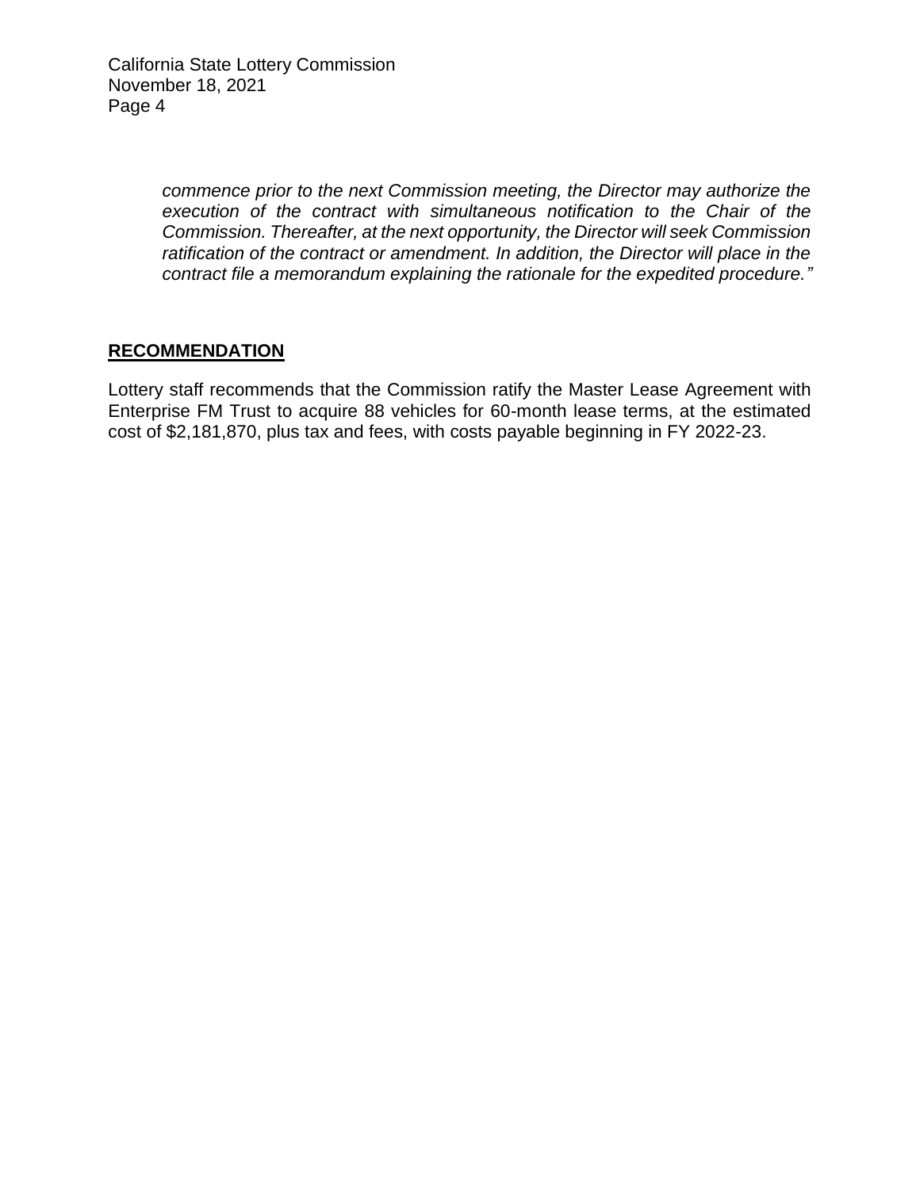*commence prior to the next Commission meeting, the Director may authorize the execution of the contract with simultaneous notification to the Chair of the Commission. Thereafter, at the next opportunity, the Director will seek Commission ratification of the contract or amendment. In addition, the Director will place in the contract file a memorandum explaining the rationale for the expedited procedure."*

## RECOMMENDATION

Lottery staff recommends that the Commission ratify the Master Lease Agreement with Enterprise FM Trust to acquire 88 vehicles for 60-month lease terms, at the estimated cost of $2,181,870, plus tax and fees, with costs payable beginning in FY 2022-23.